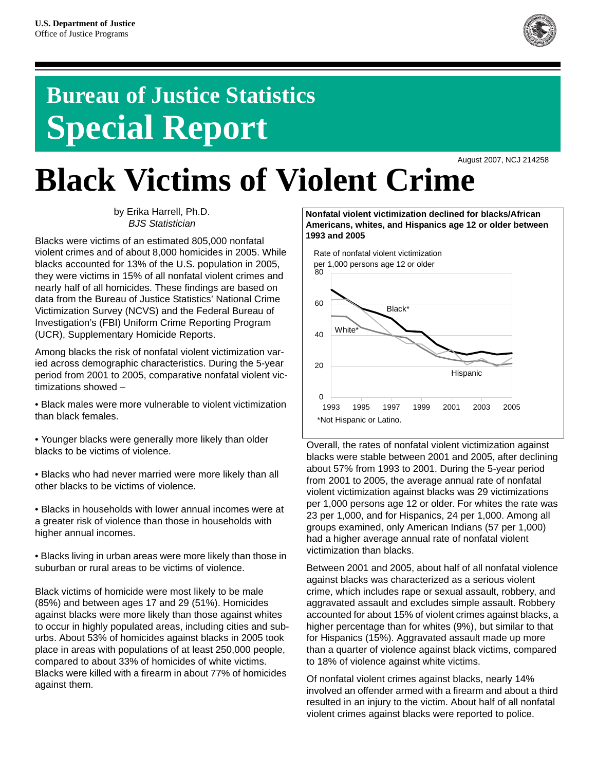U.S. Department of Justice
Office of Justice Programs

# Bureau of Justice Statistics Special Report

August 2007, NCJ 214258

# Black Victims of Violent Crime

by Erika Harrell, Ph.D.
*BJS Statistician*

Blacks were victims of an estimated 805,000 nonfatal violent crimes and of about 8,000 homicides in 2005. While blacks accounted for 13% of the U.S. population in 2005, they were victims in 15% of all nonfatal violent crimes and nearly half of all homicides. These findings are based on data from the Bureau of Justice Statistics' National Crime Victimization Survey (NCVS) and the Federal Bureau of Investigation's (FBI) Uniform Crime Reporting Program (UCR), Supplementary Homicide Reports.

Among blacks the risk of nonfatal violent victimization varied across demographic characteristics. During the 5-year period from 2001 to 2005, comparative nonfatal violent victimizations showed –

- Black males were more vulnerable to violent victimization than black females.
- Younger blacks were generally more likely than older blacks to be victims of violence.
- Blacks who had never married were more likely than all other blacks to be victims of violence.
- Blacks in households with lower annual incomes were at a greater risk of violence than those in households with higher annual incomes.
- Blacks living in urban areas were more likely than those in suburban or rural areas to be victims of violence.

Black victims of homicide were most likely to be male (85%) and between ages 17 and 29 (51%). Homicides against blacks were more likely than those against whites to occur in highly populated areas, including cities and suburbs. About 53% of homicides against blacks in 2005 took place in areas with populations of at least 250,000 people, compared to about 33% of homicides of white victims. Blacks were killed with a firearm in about 77% of homicides against them.

**Nonfatal violent victimization declined for blacks/African Americans, whites, and Hispanics age 12 or older between 1993 and 2005**

Rate of nonfatal violent victimization per 1,000 persons age 12 or older

[Line chart, 1993–2005, y-axis 0–80: lines for Black*, White*, and Hispanic]

*Not Hispanic or Latino.

Overall, the rates of nonfatal violent victimization against blacks were stable between 2001 and 2005, after declining about 57% from 1993 to 2001. During the 5-year period from 2001 to 2005, the average annual rate of nonfatal violent victimization against blacks was 29 victimizations per 1,000 persons age 12 or older. For whites the rate was 23 per 1,000, and for Hispanics, 24 per 1,000. Among all groups examined, only American Indians (57 per 1,000) had a higher average annual rate of nonfatal violent victimization than blacks.

Between 2001 and 2005, about half of all nonfatal violence against blacks was characterized as a serious violent crime, which includes rape or sexual assault, robbery, and aggravated assault and excludes simple assault. Robbery accounted for about 15% of violent crimes against blacks, a higher percentage than for whites (9%), but similar to that for Hispanics (15%). Aggravated assault made up more than a quarter of violence against black victims, compared to 18% of violence against white victims.

Of nonfatal violent crimes against blacks, nearly 14% involved an offender armed with a firearm and about a third resulted in an injury to the victim. About half of all nonfatal violent crimes against blacks were reported to police.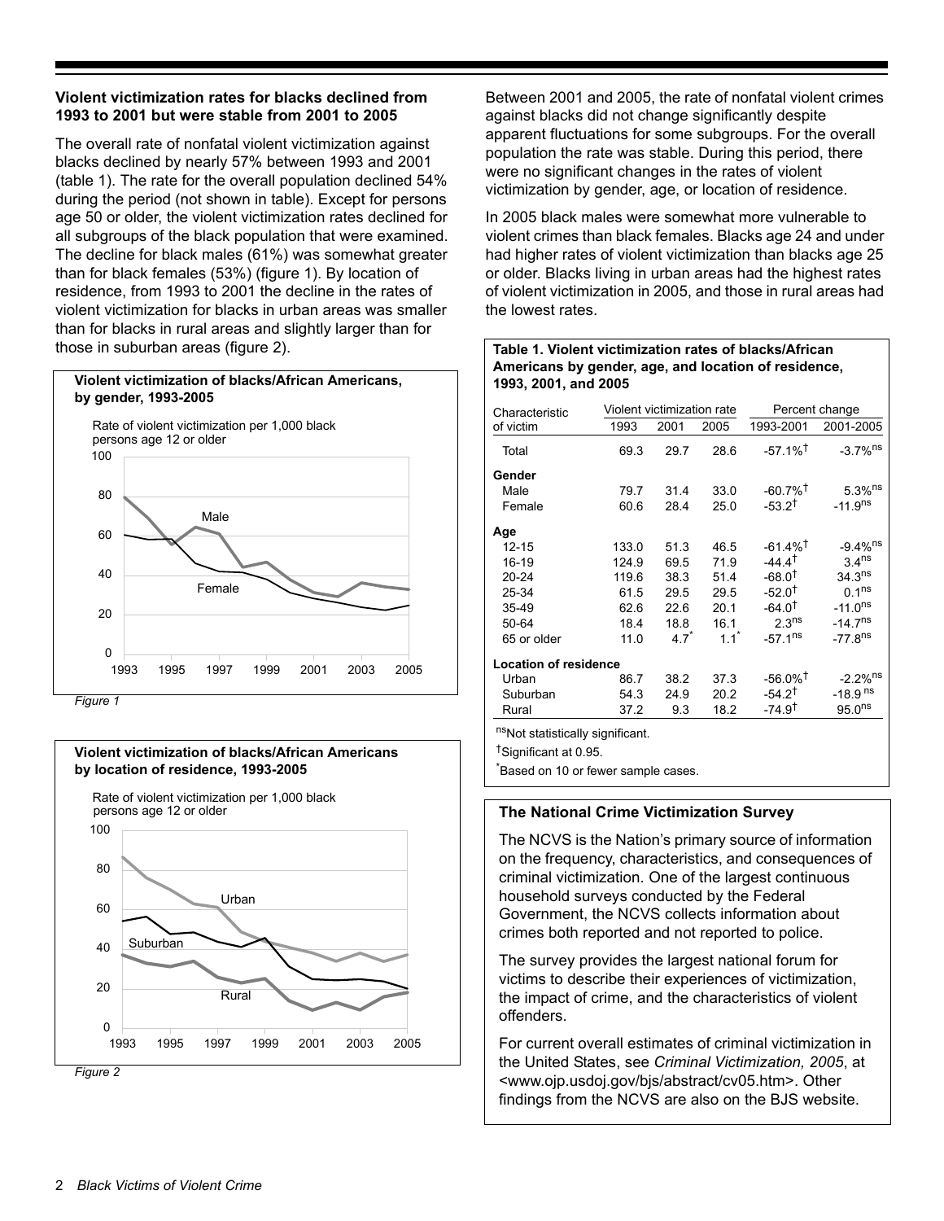### Violent victimization rates for blacks declined from 1993 to 2001 but were stable from 2001 to 2005

The overall rate of nonfatal violent victimization against blacks declined by nearly 57% between 1993 and 2001 (table 1). The rate for the overall population declined 54% during the period (not shown in table). Except for persons age 50 or older, the violent victimization rates declined for all subgroups of the black population that were examined. The decline for black males (61%) was somewhat greater than for black females (53%) (figure 1). By location of residence, from 1993 to 2001 the decline in the rates of violent victimization for blacks in urban areas was smaller than for blacks in rural areas and slightly larger than for those in suburban areas (figure 2).

**Violent victimization of blacks/African Americans, by gender, 1993-2005**

Rate of violent victimization per 1,000 black persons age 12 or older

*Figure 1*

**Violent victimization of blacks/African Americans by location of residence, 1993-2005**

Rate of violent victimization per 1,000 black persons age 12 or older

*Figure 2*

Between 2001 and 2005, the rate of nonfatal violent crimes against blacks did not change significantly despite apparent fluctuations for some subgroups. For the overall population the rate was stable. During this period, there were no significant changes in the rates of violent victimization by gender, age, or location of residence.

In 2005 black males were somewhat more vulnerable to violent crimes than black females. Blacks age 24 and under had higher rates of violent victimization than blacks age 25 or older. Blacks living in urban areas had the highest rates of violent victimization in 2005, and those in rural areas had the lowest rates.

**Table 1. Violent victimization rates of blacks/African Americans by gender, age, and location of residence, 1993, 2001, and 2005**

| Characteristic of victim | Violent victimization rate | | | Percent change | |
|---|---|---|---|---|---|
| | 1993 | 2001 | 2005 | 1993-2001 | 2001-2005 |
| Total | 69.3 | 29.7 | 28.6 | -57.1%† | -3.7%ns |
| **Gender** | | | | | |
| Male | 79.7 | 31.4 | 33.0 | -60.7%† | 5.3%ns |
| Female | 60.6 | 28.4 | 25.0 | -53.2† | -11.9ns |
| **Age** | | | | | |
| 12-15 | 133.0 | 51.3 | 46.5 | -61.4%† | -9.4%ns |
| 16-19 | 124.9 | 69.5 | 71.9 | -44.4† | 3.4ns |
| 20-24 | 119.6 | 38.3 | 51.4 | -68.0† | 34.3ns |
| 25-34 | 61.5 | 29.5 | 29.5 | -52.0† | 0.1ns |
| 35-49 | 62.6 | 22.6 | 20.1 | -64.0† | -11.0ns |
| 50-64 | 18.4 | 18.8 | 16.1 | 2.3ns | -14.7ns |
| 65 or older | 11.0 | 4.7* | 1.1* | -57.1ns | -77.8ns |
| **Location of residence** | | | | | |
| Urban | 86.7 | 38.2 | 37.3 | -56.0%† | -2.2%ns |
| Suburban | 54.3 | 24.9 | 20.2 | -54.2† | -18.9 ns |
| Rural | 37.2 | 9.3 | 18.2 | -74.9† | 95.0ns |

nsNot statistically significant.

†Significant at 0.95.

*Based on 10 or fewer sample cases.

### The National Crime Victimization Survey

The NCVS is the Nation's primary source of information on the frequency, characteristics, and consequences of criminal victimization. One of the largest continuous household surveys conducted by the Federal Government, the NCVS collects information about crimes both reported and not reported to police.

The survey provides the largest national forum for victims to describe their experiences of victimization, the impact of crime, and the characteristics of violent offenders.

For current overall estimates of criminal victimization in the United States, see *Criminal Victimization, 2005*, at <www.ojp.usdoj.gov/bjs/abstract/cv05.htm>. Other findings from the NCVS are also on the BJS website.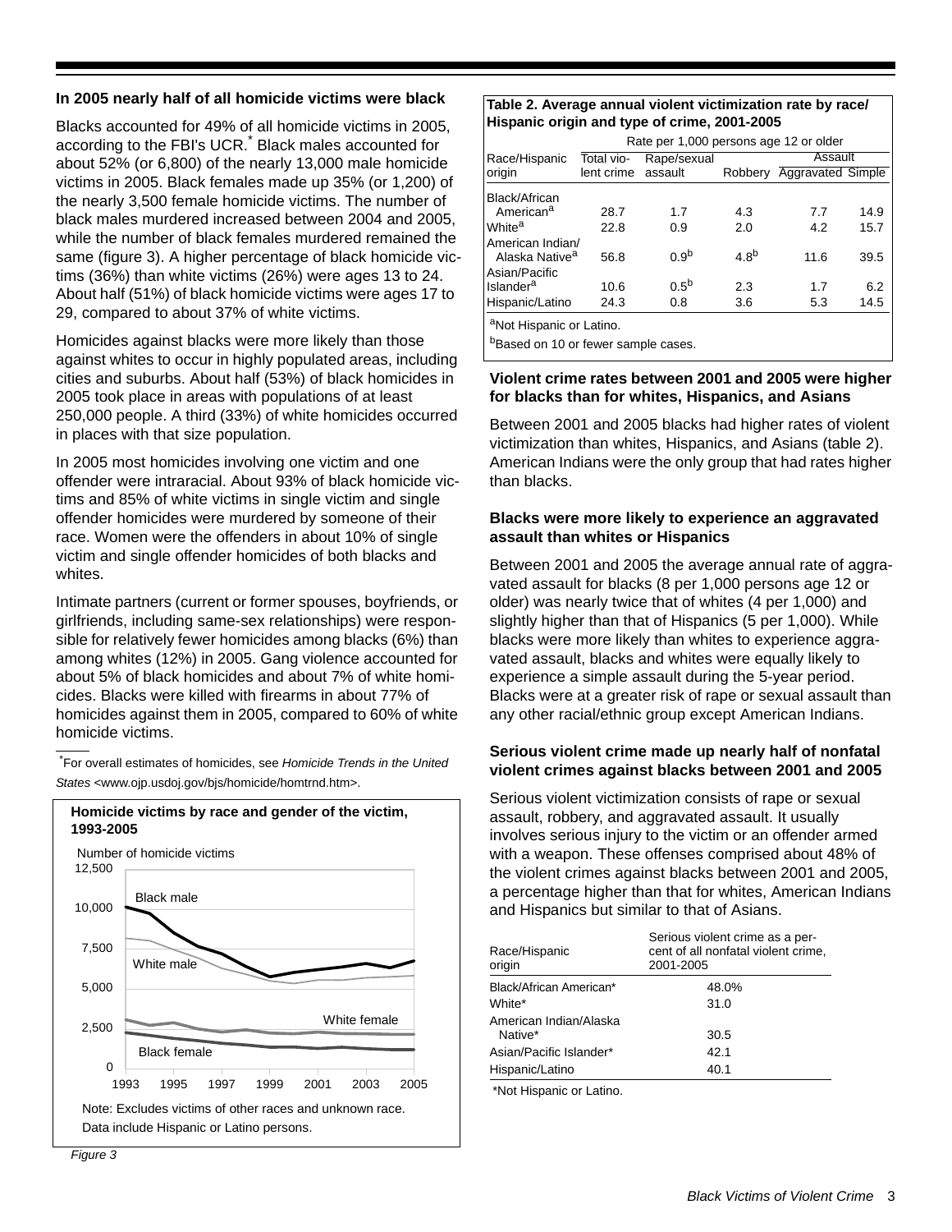### In 2005 nearly half of all homicide victims were black

Blacks accounted for 49% of all homicide victims in 2005, according to the FBI's UCR.* Black males accounted for about 52% (or 6,800) of the nearly 13,000 male homicide victims in 2005. Black females made up 35% (or 1,200) of the nearly 3,500 female homicide victims. The number of black males murdered increased between 2004 and 2005, while the number of black females murdered remained the same (figure 3). A higher percentage of black homicide victims (36%) than white victims (26%) were ages 13 to 24. About half (51%) of black homicide victims were ages 17 to 29, compared to about 37% of white victims.

Homicides against blacks were more likely than those against whites to occur in highly populated areas, including cities and suburbs. About half (53%) of black homicides in 2005 took place in areas with populations of at least 250,000 people. A third (33%) of white homicides occurred in places with that size population.

In 2005 most homicides involving one victim and one offender were intraracial. About 93% of black homicide victims and 85% of white victims in single victim and single offender homicides were murdered by someone of their race. Women were the offenders in about 10% of single victim and single offender homicides of both blacks and whites.

Intimate partners (current or former spouses, boyfriends, or girlfriends, including same-sex relationships) were responsible for relatively fewer homicides among blacks (6%) than among whites (12%) in 2005. Gang violence accounted for about 5% of black homicides and about 7% of white homicides. Blacks were killed with firearms in about 77% of homicides against them in 2005, compared to 60% of white homicide victims.

*For overall estimates of homicides, see *Homicide Trends in the United States* <www.ojp.usdoj.gov/bjs/homicide/homtrnd.htm>.

**Homicide victims by race and gender of the victim, 1993-2005**

Number of homicide victims

(Line chart, 1993–2005, y-axis 0 to 12,500: Black male, White male, White female, Black female)

Note: Excludes victims of other races and unknown race. Data include Hispanic or Latino persons.

*Figure 3*

**Table 2. Average annual violent victimization rate by race/ Hispanic origin and type of crime, 2001-2005**

| | Rate per 1,000 persons age 12 or older | | | | |
|---|---|---|---|---|---|
| | | | | Assault | |
| Race/Hispanic origin | Total violent crime | Rape/sexual assault | Robbery | Aggravated | Simple |
| Black/African American[a] | 28.7 | 1.7 | 4.3 | 7.7 | 14.9 |
| White[a] | 22.8 | 0.9 | 2.0 | 4.2 | 15.7 |
| American Indian/ Alaska Native[a] | 56.8 | 0.9[b] | 4.8[b] | 11.6 | 39.5 |
| Asian/Pacific Islander[a] | 10.6 | 0.5[b] | 2.3 | 1.7 | 6.2 |
| Hispanic/Latino | 24.3 | 0.8 | 3.6 | 5.3 | 14.5 |

[a]Not Hispanic or Latino.
[b]Based on 10 or fewer sample cases.

### Violent crime rates between 2001 and 2005 were higher for blacks than for whites, Hispanics, and Asians

Between 2001 and 2005 blacks had higher rates of violent victimization than whites, Hispanics, and Asians (table 2). American Indians were the only group that had rates higher than blacks.

### Blacks were more likely to experience an aggravated assault than whites or Hispanics

Between 2001 and 2005 the average annual rate of aggravated assault for blacks (8 per 1,000 persons age 12 or older) was nearly twice that of whites (4 per 1,000) and slightly higher than that of Hispanics (5 per 1,000). While blacks were more likely than whites to experience aggravated assault, blacks and whites were equally likely to experience a simple assault during the 5-year period. Blacks were at a greater risk of rape or sexual assault than any other racial/ethnic group except American Indians.

### Serious violent crime made up nearly half of nonfatal violent crimes against blacks between 2001 and 2005

Serious violent victimization consists of rape or sexual assault, robbery, and aggravated assault. It usually involves serious injury to the victim or an offender armed with a weapon. These offenses comprised about 48% of the violent crimes against blacks between 2001 and 2005, a percentage higher than that for whites, American Indians and Hispanics but similar to that of Asians.

| Race/Hispanic origin | Serious violent crime as a percent of all nonfatal violent crime, 2001-2005 |
|---|---|
| Black/African American* | 48.0% |
| White* | 31.0 |
| American Indian/Alaska Native* | 30.5 |
| Asian/Pacific Islander* | 42.1 |
| Hispanic/Latino | 40.1 |

*Not Hispanic or Latino.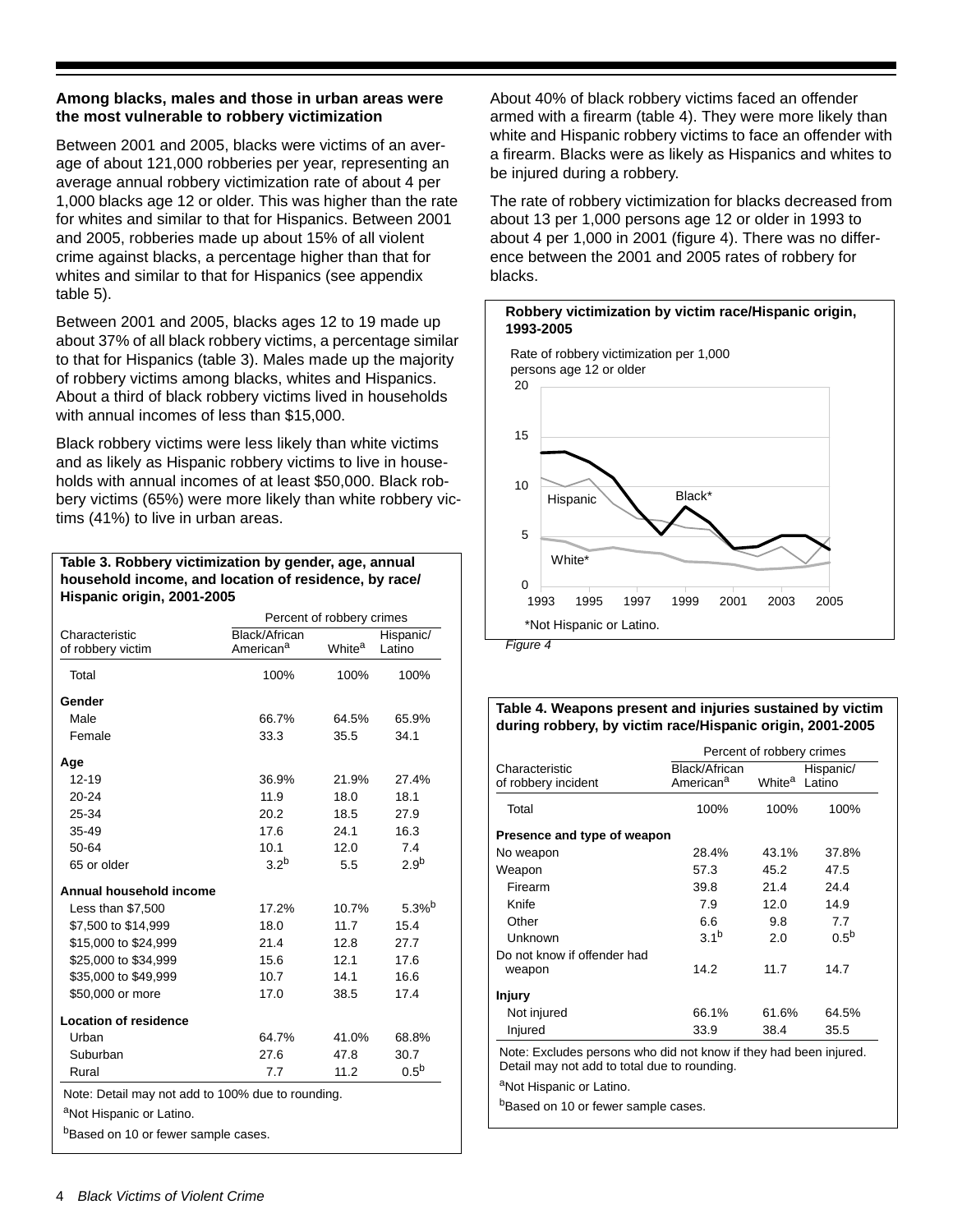**Among blacks, males and those in urban areas were the most vulnerable to robbery victimization**

Between 2001 and 2005, blacks were victims of an average of about 121,000 robberies per year, representing an average annual robbery victimization rate of about 4 per 1,000 blacks age 12 or older. This was higher than the rate for whites and similar to that for Hispanics. Between 2001 and 2005, robberies made up about 15% of all violent crime against blacks, a percentage higher than that for whites and similar to that for Hispanics (see appendix table 5).

Between 2001 and 2005, blacks ages 12 to 19 made up about 37% of all black robbery victims, a percentage similar to that for Hispanics (table 3). Males made up the majority of robbery victims among blacks, whites and Hispanics. About a third of black robbery victims lived in households with annual incomes of less than $15,000.

Black robbery victims were less likely than white victims and as likely as Hispanic robbery victims to live in households with annual incomes of at least $50,000. Black robbery victims (65%) were more likely than white robbery victims (41%) to live in urban areas.

**Table 3. Robbery victimization by gender, age, annual household income, and location of residence, by race/Hispanic origin, 2001-2005**

| Characteristic of robbery victim | Percent of robbery crimes | | |
|---|---|---|---|
| | Black/African American[a] | White[a] | Hispanic/ Latino |
| Total | 100% | 100% | 100% |
| **Gender** | | | |
| Male | 66.7% | 64.5% | 65.9% |
| Female | 33.3 | 35.5 | 34.1 |
| **Age** | | | |
| 12-19 | 36.9% | 21.9% | 27.4% |
| 20-24 | 11.9 | 18.0 | 18.1 |
| 25-34 | 20.2 | 18.5 | 27.9 |
| 35-49 | 17.6 | 24.1 | 16.3 |
| 50-64 | 10.1 | 12.0 | 7.4 |
| 65 or older | 3.2[b] | 5.5 | 2.9[b] |
| **Annual household income** | | | |
| Less than $7,500 | 17.2% | 10.7% | 5.3%[b] |
| $7,500 to $14,999 | 18.0 | 11.7 | 15.4 |
| $15,000 to $24,999 | 21.4 | 12.8 | 27.7 |
| $25,000 to $34,999 | 15.6 | 12.1 | 17.6 |
| $35,000 to $49,999 | 10.7 | 14.1 | 16.6 |
| $50,000 or more | 17.0 | 38.5 | 17.4 |
| **Location of residence** | | | |
| Urban | 64.7% | 41.0% | 68.8% |
| Suburban | 27.6 | 47.8 | 30.7 |
| Rural | 7.7 | 11.2 | 0.5[b] |

Note: Detail may not add to 100% due to rounding.

[a]Not Hispanic or Latino.

[b]Based on 10 or fewer sample cases.

About 40% of black robbery victims faced an offender armed with a firearm (table 4). They were more likely than white and Hispanic robbery victims to face an offender with a firearm. Blacks were as likely as Hispanics and whites to be injured during a robbery.

The rate of robbery victimization for blacks decreased from about 13 per 1,000 persons age 12 or older in 1993 to about 4 per 1,000 in 2001 (figure 4). There was no difference between the 2001 and 2005 rates of robbery for blacks.

**Robbery victimization by victim race/Hispanic origin, 1993-2005**

Rate of robbery victimization per 1,000 persons age 12 or older

*Not Hispanic or Latino.

*Figure 4*

**Table 4. Weapons present and injuries sustained by victim during robbery, by victim race/Hispanic origin, 2001-2005**

| Characteristic of robbery incident | Percent of robbery crimes | | |
|---|---|---|---|
| | Black/African American[a] | White[a] | Hispanic/ Latino |
| Total | 100% | 100% | 100% |
| **Presence and type of weapon** | | | |
| No weapon | 28.4% | 43.1% | 37.8% |
| Weapon | 57.3 | 45.2 | 47.5 |
| Firearm | 39.8 | 21.4 | 24.4 |
| Knife | 7.9 | 12.0 | 14.9 |
| Other | 6.6 | 9.8 | 7.7 |
| Unknown | 3.1[b] | 2.0 | 0.5[b] |
| Do not know if offender had weapon | 14.2 | 11.7 | 14.7 |
| **Injury** | | | |
| Not injured | 66.1% | 61.6% | 64.5% |
| Injured | 33.9 | 38.4 | 35.5 |

Note: Excludes persons who did not know if they had been injured. Detail may not add to total due to rounding.

[a]Not Hispanic or Latino.

[b]Based on 10 or fewer sample cases.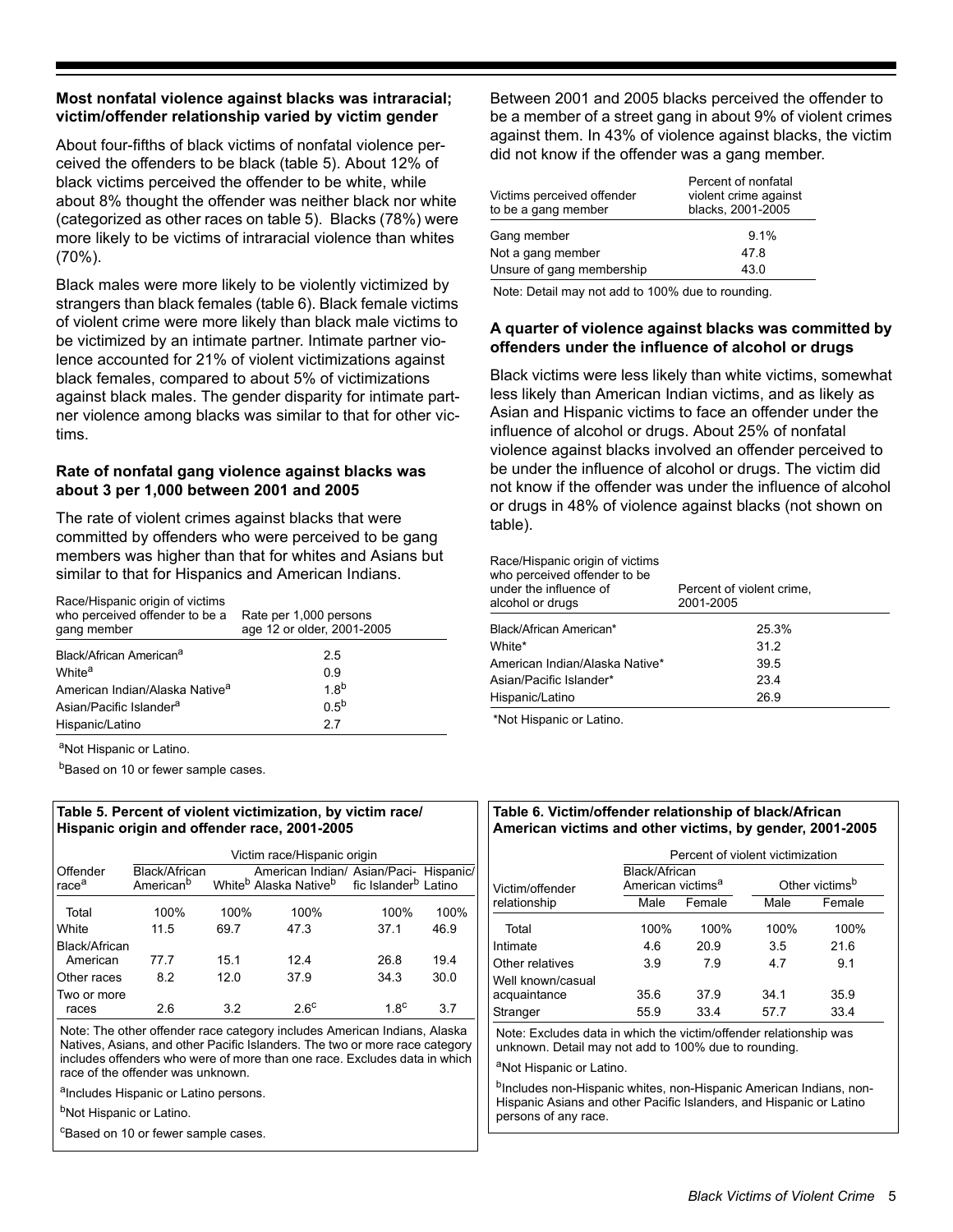### Most nonfatal violence against blacks was intraracial; victim/offender relationship varied by victim gender

About four-fifths of black victims of nonfatal violence perceived the offenders to be black (table 5). About 12% of black victims perceived the offender to be white, while about 8% thought the offender was neither black nor white (categorized as other races on table 5). Blacks (78%) were more likely to be victims of intraracial violence than whites (70%).

Black males were more likely to be violently victimized by strangers than black females (table 6). Black female victims of violent crime were more likely than black male victims to be victimized by an intimate partner. Intimate partner violence accounted for 21% of violent victimizations against black females, compared to about 5% of victimizations against black males. The gender disparity for intimate partner violence among blacks was similar to that for other victims.

### Rate of nonfatal gang violence against blacks was about 3 per 1,000 between 2001 and 2005

The rate of violent crimes against blacks that were committed by offenders who were perceived to be gang members was higher than that for whites and Asians but similar to that for Hispanics and American Indians.

| Race/Hispanic origin of victims who perceived offender to be a gang member | Rate per 1,000 persons age 12 or older, 2001-2005 |
|---|---|
| Black/African American[a] | 2.5 |
| White[a] | 0.9 |
| American Indian/Alaska Native[a] | 1.8[b] |
| Asian/Pacific Islander[a] | 0.5[b] |
| Hispanic/Latino | 2.7 |

[a]Not Hispanic or Latino.

[b]Based on 10 or fewer sample cases.

Between 2001 and 2005 blacks perceived the offender to be a member of a street gang in about 9% of violent crimes against them. In 43% of violence against blacks, the victim did not know if the offender was a gang member.

| Victims perceived offender to be a gang member | Percent of nonfatal violent crime against blacks, 2001-2005 |
|---|---|
| Gang member | 9.1% |
| Not a gang member | 47.8 |
| Unsure of gang membership | 43.0 |

Note: Detail may not add to 100% due to rounding.

### A quarter of violence against blacks was committed by offenders under the influence of alcohol or drugs

Black victims were less likely than white victims, somewhat less likely than American Indian victims, and as likely as Asian and Hispanic victims to face an offender under the influence of alcohol or drugs. About 25% of nonfatal violence against blacks involved an offender perceived to be under the influence of alcohol or drugs. The victim did not know if the offender was under the influence of alcohol or drugs in 48% of violence against blacks (not shown on table).

| Race/Hispanic origin of victims who perceived offender to be under the influence of alcohol or drugs | Percent of violent crime, 2001-2005 |
|---|---|
| Black/African American* | 25.3% |
| White* | 31.2 |
| American Indian/Alaska Native* | 39.5 |
| Asian/Pacific Islander* | 23.4 |
| Hispanic/Latino | 26.9 |

*Not Hispanic or Latino.

**Table 5. Percent of violent victimization, by victim race/Hispanic origin and offender race, 2001-2005**

| Offender race[a] | Victim race/Hispanic origin | | | | |
|---|---|---|---|---|---|
| | Black/African American[b] | White[b] | American Indian/ Alaska Native[b] | Asian/Pacific Islander[b] | Hispanic/ Latino |
| Total | 100% | 100% | 100% | 100% | 100% |
| White | 11.5 | 69.7 | 47.3 | 37.1 | 46.9 |
| Black/African American | 77.7 | 15.1 | 12.4 | 26.8 | 19.4 |
| Other races | 8.2 | 12.0 | 37.9 | 34.3 | 30.0 |
| Two or more races | 2.6 | 3.2 | 2.6[c] | 1.8[c] | 3.7 |

Note: The other offender race category includes American Indians, Alaska Natives, Asians, and other Pacific Islanders. The two or more race category includes offenders who were of more than one race. Excludes data in which race of the offender was unknown.

[a]Includes Hispanic or Latino persons.

[b]Not Hispanic or Latino.

[c]Based on 10 or fewer sample cases.

**Table 6. Victim/offender relationship of black/African American victims and other victims, by gender, 2001-2005**

| Victim/offender relationship | Percent of violent victimization | | | |
|---|---|---|---|---|
| | Black/African American victims[a] | | Other victims[b] | |
| | Male | Female | Male | Female |
| Total | 100% | 100% | 100% | 100% |
| Intimate | 4.6 | 20.9 | 3.5 | 21.6 |
| Other relatives | 3.9 | 7.9 | 4.7 | 9.1 |
| Well known/casual acquaintance | 35.6 | 37.9 | 34.1 | 35.9 |
| Stranger | 55.9 | 33.4 | 57.7 | 33.4 |

Note: Excludes data in which the victim/offender relationship was unknown. Detail may not add to 100% due to rounding.

[a]Not Hispanic or Latino.

[b]Includes non-Hispanic whites, non-Hispanic American Indians, non-Hispanic Asians and other Pacific Islanders, and Hispanic or Latino persons of any race.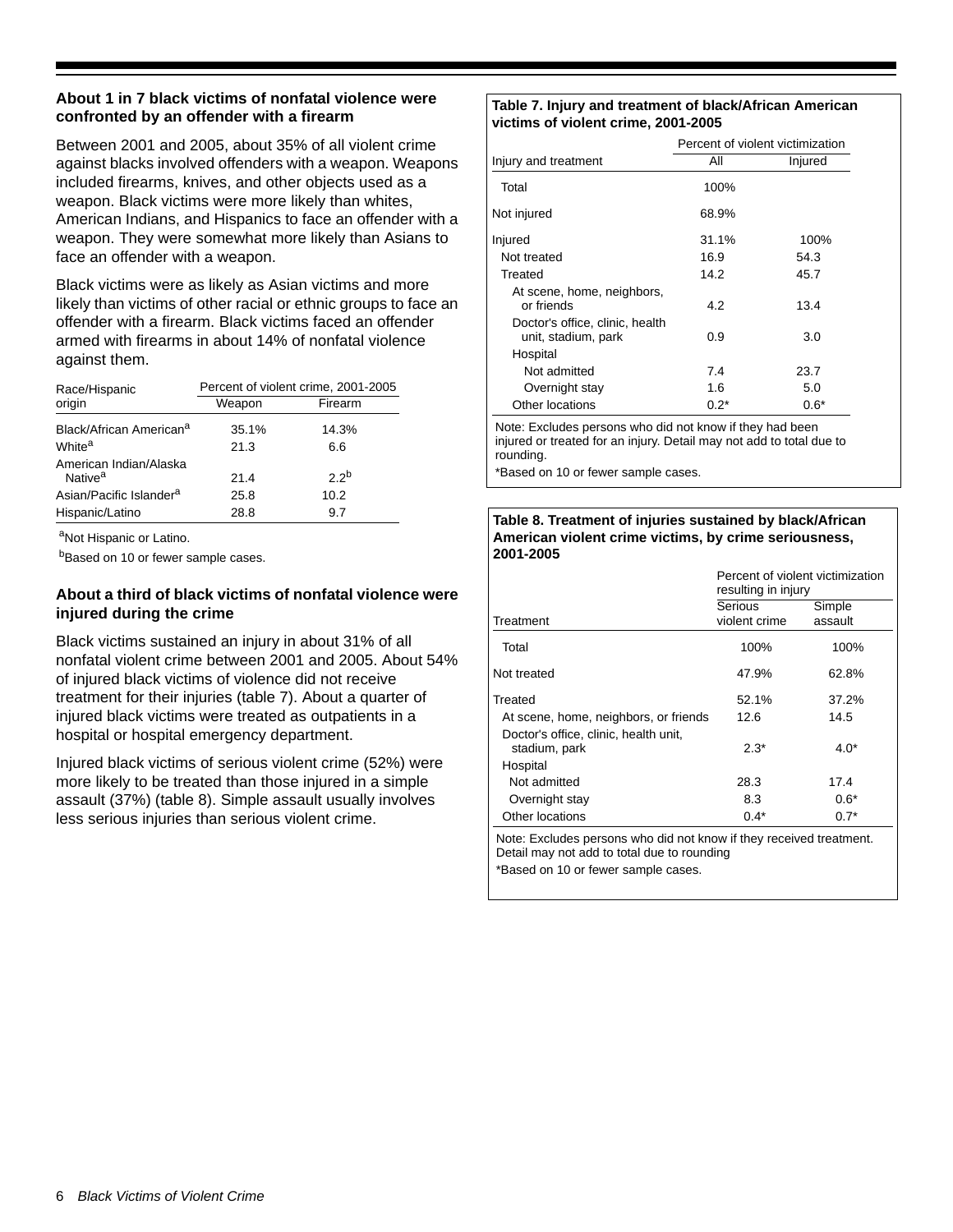### About 1 in 7 black victims of nonfatal violence were confronted by an offender with a firearm

Between 2001 and 2005, about 35% of all violent crime against blacks involved offenders with a weapon. Weapons included firearms, knives, and other objects used as a weapon. Black victims were more likely than whites, American Indians, and Hispanics to face an offender with a weapon. They were somewhat more likely than Asians to face an offender with a weapon.

Black victims were as likely as Asian victims and more likely than victims of other racial or ethnic groups to face an offender with a firearm. Black victims faced an offender armed with firearms in about 14% of nonfatal violence against them.

| Race/Hispanic origin | Percent of violent crime, 2001-2005 | |
|---|---|---|
| | Weapon | Firearm |
| Black/African American[a] | 35.1% | 14.3% |
| White[a] | 21.3 | 6.6 |
| American Indian/Alaska Native[a] | 21.4 | 2.2[b] |
| Asian/Pacific Islander[a] | 25.8 | 10.2 |
| Hispanic/Latino | 28.8 | 9.7 |

[a]Not Hispanic or Latino.

[b]Based on 10 or fewer sample cases.

### About a third of black victims of nonfatal violence were injured during the crime

Black victims sustained an injury in about 31% of all nonfatal violent crime between 2001 and 2005. About 54% of injured black victims of violence did not receive treatment for their injuries (table 7). About a quarter of injured black victims were treated as outpatients in a hospital or hospital emergency department.

Injured black victims of serious violent crime (52%) were more likely to be treated than those injured in a simple assault (37%) (table 8). Simple assault usually involves less serious injuries than serious violent crime.

**Table 7. Injury and treatment of black/African American victims of violent crime, 2001-2005**

| Injury and treatment | Percent of violent victimization | |
|---|---|---|
| | All | Injured |
| Total | 100% | |
| Not injured | 68.9% | |
| Injured | 31.1% | 100% |
| Not treated | 16.9 | 54.3 |
| Treated | 14.2 | 45.7 |
| At scene, home, neighbors, or friends | 4.2 | 13.4 |
| Doctor's office, clinic, health unit, stadium, park | 0.9 | 3.0 |
| Hospital | | |
| Not admitted | 7.4 | 23.7 |
| Overnight stay | 1.6 | 5.0 |
| Other locations | 0.2* | 0.6* |

Note: Excludes persons who did not know if they had been injured or treated for an injury. Detail may not add to total due to rounding.

*Based on 10 or fewer sample cases.

**Table 8. Treatment of injuries sustained by black/African American violent crime victims, by crime seriousness, 2001-2005**

| Treatment | Percent of violent victimization resulting in injury | |
|---|---|---|
| | Serious violent crime | Simple assault |
| Total | 100% | 100% |
| Not treated | 47.9% | 62.8% |
| Treated | 52.1% | 37.2% |
| At scene, home, neighbors, or friends | 12.6 | 14.5 |
| Doctor's office, clinic, health unit, stadium, park | 2.3* | 4.0* |
| Hospital | | |
| Not admitted | 28.3 | 17.4 |
| Overnight stay | 8.3 | 0.6* |
| Other locations | 0.4* | 0.7* |

Note: Excludes persons who did not know if they received treatment. Detail may not add to total due to rounding

*Based on 10 or fewer sample cases.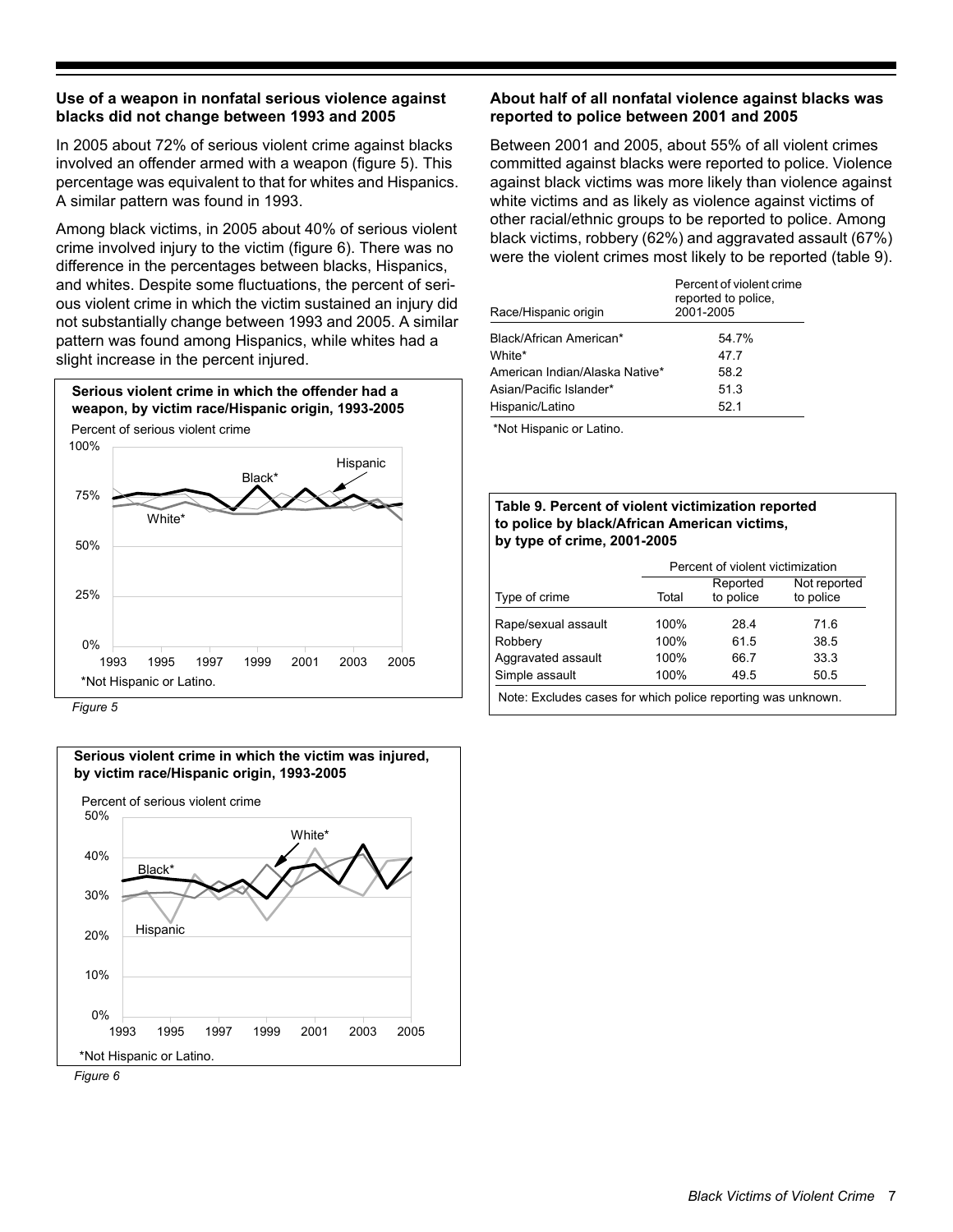### Use of a weapon in nonfatal serious violence against blacks did not change between 1993 and 2005

In 2005 about 72% of serious violent crime against blacks involved an offender armed with a weapon (figure 5). This percentage was equivalent to that for whites and Hispanics. A similar pattern was found in 1993.

Among black victims, in 2005 about 40% of serious violent crime involved injury to the victim (figure 6). There was no difference in the percentages between blacks, Hispanics, and whites. Despite some fluctuations, the percent of serious violent crime in which the victim sustained an injury did not substantially change between 1993 and 2005. A similar pattern was found among Hispanics, while whites had a slight increase in the percent injured.

**Serious violent crime in which the offender had a weapon, by victim race/Hispanic origin, 1993-2005**

Percent of serious violent crime

*Not Hispanic or Latino.

*Figure 5*

**Serious violent crime in which the victim was injured, by victim race/Hispanic origin, 1993-2005**

Percent of serious violent crime

*Not Hispanic or Latino.

*Figure 6*

### About half of all nonfatal violence against blacks was reported to police between 2001 and 2005

Between 2001 and 2005, about 55% of all violent crimes committed against blacks were reported to police. Violence against black victims was more likely than violence against white victims and as likely as violence against victims of other racial/ethnic groups to be reported to police. Among black victims, robbery (62%) and aggravated assault (67%) were the violent crimes most likely to be reported (table 9).

| Race/Hispanic origin | Percent of violent crime reported to police, 2001-2005 |
|---|---|
| Black/African American* | 54.7% |
| White* | 47.7 |
| American Indian/Alaska Native* | 58.2 |
| Asian/Pacific Islander* | 51.3 |
| Hispanic/Latino | 52.1 |

*Not Hispanic or Latino.

**Table 9. Percent of violent victimization reported to police by black/African American victims, by type of crime, 2001-2005**

| | Percent of violent victimization | | |
|---|---|---|---|
| Type of crime | Total | Reported to police | Not reported to police |
| Rape/sexual assault | 100% | 28.4 | 71.6 |
| Robbery | 100% | 61.5 | 38.5 |
| Aggravated assault | 100% | 66.7 | 33.3 |
| Simple assault | 100% | 49.5 | 50.5 |

Note: Excludes cases for which police reporting was unknown.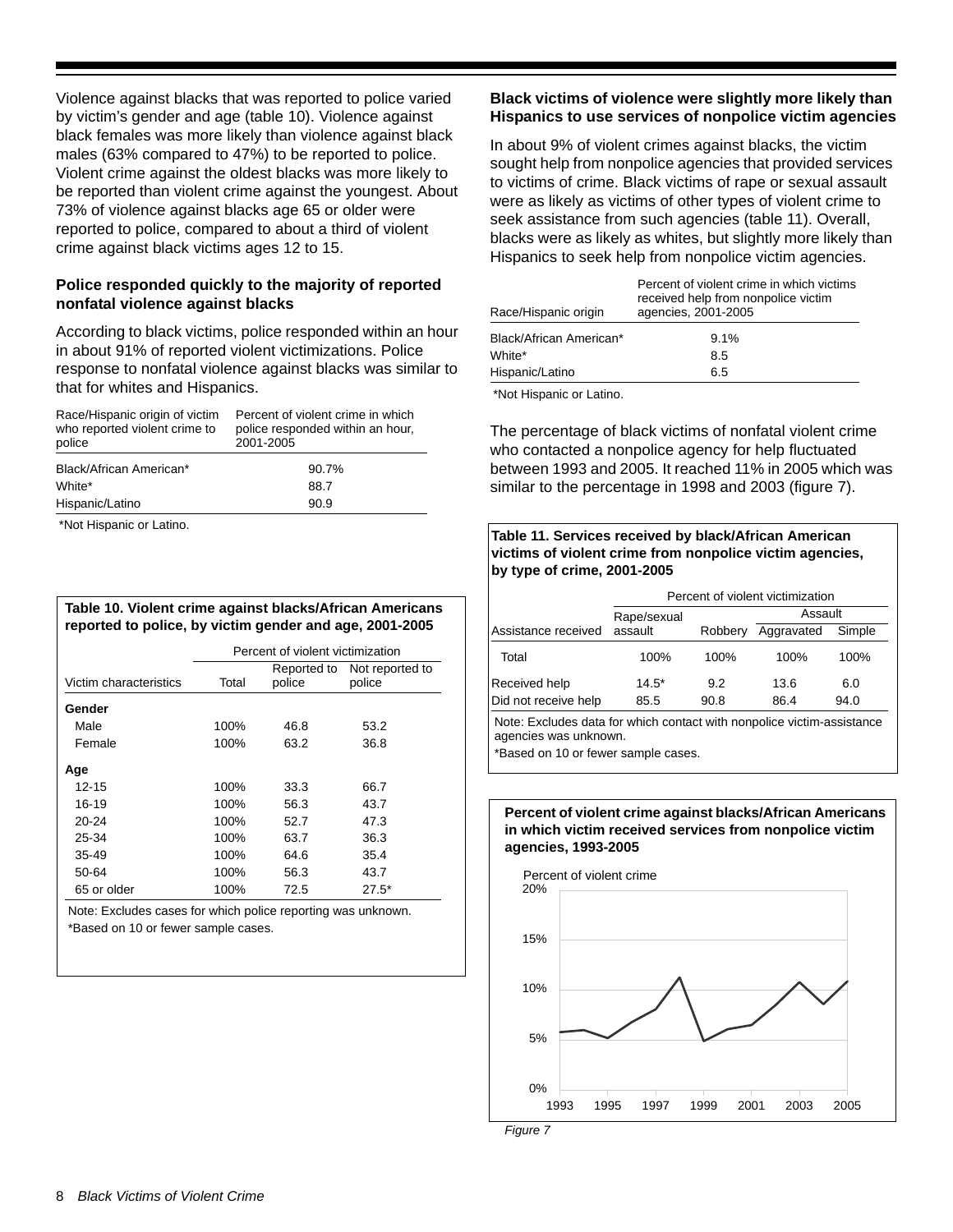Violence against blacks that was reported to police varied by victim's gender and age (table 10). Violence against black females was more likely than violence against black males (63% compared to 47%) to be reported to police. Violent crime against the oldest blacks was more likely to be reported than violent crime against the youngest. About 73% of violence against blacks age 65 or older were reported to police, compared to about a third of violent crime against black victims ages 12 to 15.

### Police responded quickly to the majority of reported nonfatal violence against blacks

According to black victims, police responded within an hour in about 91% of reported violent victimizations. Police response to nonfatal violence against blacks was similar to that for whites and Hispanics.

| Race/Hispanic origin of victim who reported violent crime to police | Percent of violent crime in which police responded within an hour, 2001-2005 |
|---|---|
| Black/African American* | 90.7% |
| White* | 88.7 |
| Hispanic/Latino | 90.9 |

*Not Hispanic or Latino.

**Table 10. Violent crime against blacks/African Americans reported to police, by victim gender and age, 2001-2005**

| | Percent of violent victimization | | |
|---|---|---|---|
| Victim characteristics | Total | Reported to police | Not reported to police |
| **Gender** | | | |
| Male | 100% | 46.8 | 53.2 |
| Female | 100% | 63.2 | 36.8 |
| **Age** | | | |
| 12-15 | 100% | 33.3 | 66.7 |
| 16-19 | 100% | 56.3 | 43.7 |
| 20-24 | 100% | 52.7 | 47.3 |
| 25-34 | 100% | 63.7 | 36.3 |
| 35-49 | 100% | 64.6 | 35.4 |
| 50-64 | 100% | 56.3 | 43.7 |
| 65 or older | 100% | 72.5 | 27.5* |

Note: Excludes cases for which police reporting was unknown.
*Based on 10 or fewer sample cases.

### Black victims of violence were slightly more likely than Hispanics to use services of nonpolice victim agencies

In about 9% of violent crimes against blacks, the victim sought help from nonpolice agencies that provided services to victims of crime. Black victims of rape or sexual assault were as likely as victims of other types of violent crime to seek assistance from such agencies (table 11). Overall, blacks were as likely as whites, but slightly more likely than Hispanics to seek help from nonpolice victim agencies.

| Race/Hispanic origin | Percent of violent crime in which victims received help from nonpolice victim agencies, 2001-2005 |
|---|---|
| Black/African American* | 9.1% |
| White* | 8.5 |
| Hispanic/Latino | 6.5 |

*Not Hispanic or Latino.

The percentage of black victims of nonfatal violent crime who contacted a nonpolice agency for help fluctuated between 1993 and 2005. It reached 11% in 2005 which was similar to the percentage in 1998 and 2003 (figure 7).

**Table 11. Services received by black/African American victims of violent crime from nonpolice victim agencies, by type of crime, 2001-2005**

| | Percent of violent victimization | | | |
|---|---|---|---|---|
| | | | Assault | |
| Assistance received | Rape/sexual assault | Robbery | Aggravated | Simple |
| Total | 100% | 100% | 100% | 100% |
| Received help | 14.5* | 9.2 | 13.6 | 6.0 |
| Did not receive help | 85.5 | 90.8 | 86.4 | 94.0 |

Note: Excludes data for which contact with nonpolice victim-assistance agencies was unknown.
*Based on 10 or fewer sample cases.

**Percent of violent crime against blacks/African Americans in which victim received services from nonpolice victim agencies, 1993-2005**

*Figure 7*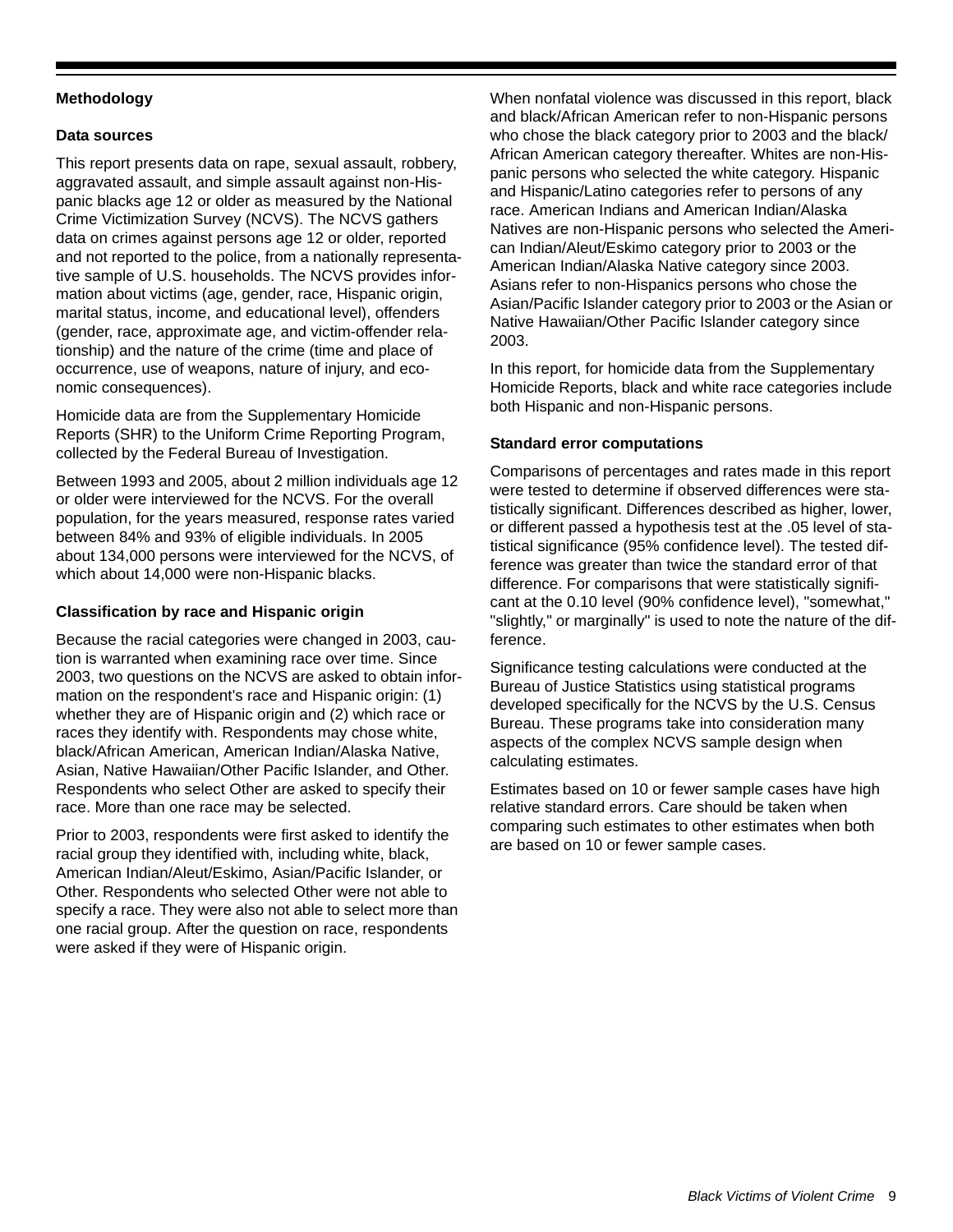## Methodology

### Data sources

This report presents data on rape, sexual assault, robbery, aggravated assault, and simple assault against non-Hispanic blacks age 12 or older as measured by the National Crime Victimization Survey (NCVS). The NCVS gathers data on crimes against persons age 12 or older, reported and not reported to the police, from a nationally representative sample of U.S. households. The NCVS provides information about victims (age, gender, race, Hispanic origin, marital status, income, and educational level), offenders (gender, race, approximate age, and victim-offender relationship) and the nature of the crime (time and place of occurrence, use of weapons, nature of injury, and economic consequences).

Homicide data are from the Supplementary Homicide Reports (SHR) to the Uniform Crime Reporting Program, collected by the Federal Bureau of Investigation.

Between 1993 and 2005, about 2 million individuals age 12 or older were interviewed for the NCVS. For the overall population, for the years measured, response rates varied between 84% and 93% of eligible individuals. In 2005 about 134,000 persons were interviewed for the NCVS, of which about 14,000 were non-Hispanic blacks.

### Classification by race and Hispanic origin

Because the racial categories were changed in 2003, caution is warranted when examining race over time. Since 2003, two questions on the NCVS are asked to obtain information on the respondent's race and Hispanic origin: (1) whether they are of Hispanic origin and (2) which race or races they identify with. Respondents may chose white, black/African American, American Indian/Alaska Native, Asian, Native Hawaiian/Other Pacific Islander, and Other. Respondents who select Other are asked to specify their race. More than one race may be selected.

Prior to 2003, respondents were first asked to identify the racial group they identified with, including white, black, American Indian/Aleut/Eskimo, Asian/Pacific Islander, or Other. Respondents who selected Other were not able to specify a race. They were also not able to select more than one racial group. After the question on race, respondents were asked if they were of Hispanic origin.

When nonfatal violence was discussed in this report, black and black/African American refer to non-Hispanic persons who chose the black category prior to 2003 and the black/African American category thereafter. Whites are non-Hispanic persons who selected the white category. Hispanic and Hispanic/Latino categories refer to persons of any race. American Indians and American Indian/Alaska Natives are non-Hispanic persons who selected the American Indian/Aleut/Eskimo category prior to 2003 or the American Indian/Alaska Native category since 2003. Asians refer to non-Hispanics persons who chose the Asian/Pacific Islander category prior to 2003 or the Asian or Native Hawaiian/Other Pacific Islander category since 2003.

In this report, for homicide data from the Supplementary Homicide Reports, black and white race categories include both Hispanic and non-Hispanic persons.

### Standard error computations

Comparisons of percentages and rates made in this report were tested to determine if observed differences were statistically significant. Differences described as higher, lower, or different passed a hypothesis test at the .05 level of statistical significance (95% confidence level). The tested difference was greater than twice the standard error of that difference. For comparisons that were statistically significant at the 0.10 level (90% confidence level), "somewhat," "slightly," or marginally" is used to note the nature of the difference.

Significance testing calculations were conducted at the Bureau of Justice Statistics using statistical programs developed specifically for the NCVS by the U.S. Census Bureau. These programs take into consideration many aspects of the complex NCVS sample design when calculating estimates.

Estimates based on 10 or fewer sample cases have high relative standard errors. Care should be taken when comparing such estimates to other estimates when both are based on 10 or fewer sample cases.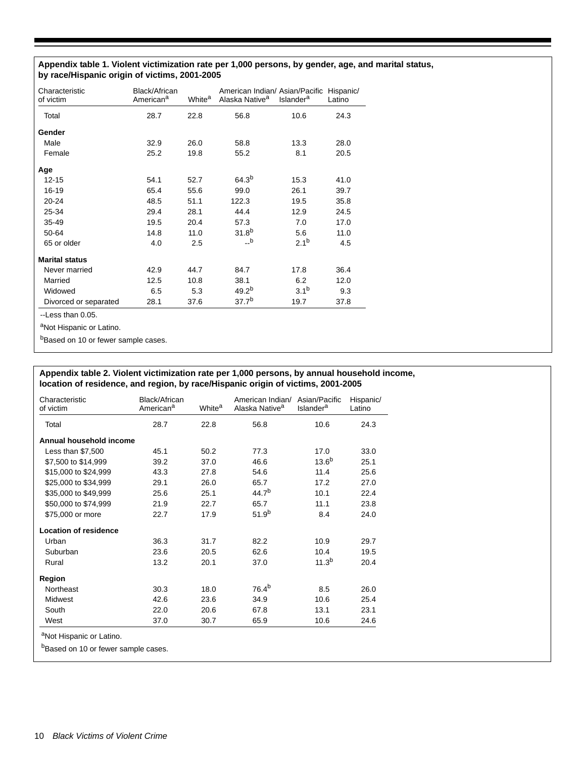**Appendix table 1. Violent victimization rate per 1,000 persons, by gender, age, and marital status, by race/Hispanic origin of victims, 2001-2005**

| Characteristic of victim | Black/African American[a] | White[a] | American Indian/ Alaska Native[a] | Asian/Pacific Islander[a] | Hispanic/ Latino |
|---|---|---|---|---|---|
| Total | 28.7 | 22.8 | 56.8 | 10.6 | 24.3 |
| **Gender** | | | | | |
| Male | 32.9 | 26.0 | 58.8 | 13.3 | 28.0 |
| Female | 25.2 | 19.8 | 55.2 | 8.1 | 20.5 |
| **Age** | | | | | |
| 12-15 | 54.1 | 52.7 | 64.3[b] | 15.3 | 41.0 |
| 16-19 | 65.4 | 55.6 | 99.0 | 26.1 | 39.7 |
| 20-24 | 48.5 | 51.1 | 122.3 | 19.5 | 35.8 |
| 25-34 | 29.4 | 28.1 | 44.4 | 12.9 | 24.5 |
| 35-49 | 19.5 | 20.4 | 57.3 | 7.0 | 17.0 |
| 50-64 | 14.8 | 11.0 | 31.8[b] | 5.6 | 11.0 |
| 65 or older | 4.0 | 2.5 | --[b] | 2.1[b] | 4.5 |
| **Marital status** | | | | | |
| Never married | 42.9 | 44.7 | 84.7 | 17.8 | 36.4 |
| Married | 12.5 | 10.8 | 38.1 | 6.2 | 12.0 |
| Widowed | 6.5 | 5.3 | 49.2[b] | 3.1[b] | 9.3 |
| Divorced or separated | 28.1 | 37.6 | 37.7[b] | 19.7 | 37.8 |

--Less than 0.05.

[a]Not Hispanic or Latino.

[b]Based on 10 or fewer sample cases.

**Appendix table 2. Violent victimization rate per 1,000 persons, by annual household income, location of residence, and region, by race/Hispanic origin of victims, 2001-2005**

| Characteristic of victim | Black/African American[a] | White[a] | American Indian/ Alaska Native[a] | Asian/Pacific Islander[a] | Hispanic/ Latino |
|---|---|---|---|---|---|
| Total | 28.7 | 22.8 | 56.8 | 10.6 | 24.3 |
| **Annual household income** | | | | | |
| Less than $7,500 | 45.1 | 50.2 | 77.3 | 17.0 | 33.0 |
| $7,500 to $14,999 | 39.2 | 37.0 | 46.6 | 13.6[b] | 25.1 |
| $15,000 to $24,999 | 43.3 | 27.8 | 54.6 | 11.4 | 25.6 |
| $25,000 to $34,999 | 29.1 | 26.0 | 65.7 | 17.2 | 27.0 |
| $35,000 to $49,999 | 25.6 | 25.1 | 44.7[b] | 10.1 | 22.4 |
| $50,000 to $74,999 | 21.9 | 22.7 | 65.7 | 11.1 | 23.8 |
| $75,000 or more | 22.7 | 17.9 | 51.9[b] | 8.4 | 24.0 |
| **Location of residence** | | | | | |
| Urban | 36.3 | 31.7 | 82.2 | 10.9 | 29.7 |
| Suburban | 23.6 | 20.5 | 62.6 | 10.4 | 19.5 |
| Rural | 13.2 | 20.1 | 37.0 | 11.3[b] | 20.4 |
| **Region** | | | | | |
| Northeast | 30.3 | 18.0 | 76.4[b] | 8.5 | 26.0 |
| Midwest | 42.6 | 23.6 | 34.9 | 10.6 | 25.4 |
| South | 22.0 | 20.6 | 67.8 | 13.1 | 23.1 |
| West | 37.0 | 30.7 | 65.9 | 10.6 | 24.6 |

[a]Not Hispanic or Latino.

[b]Based on 10 or fewer sample cases.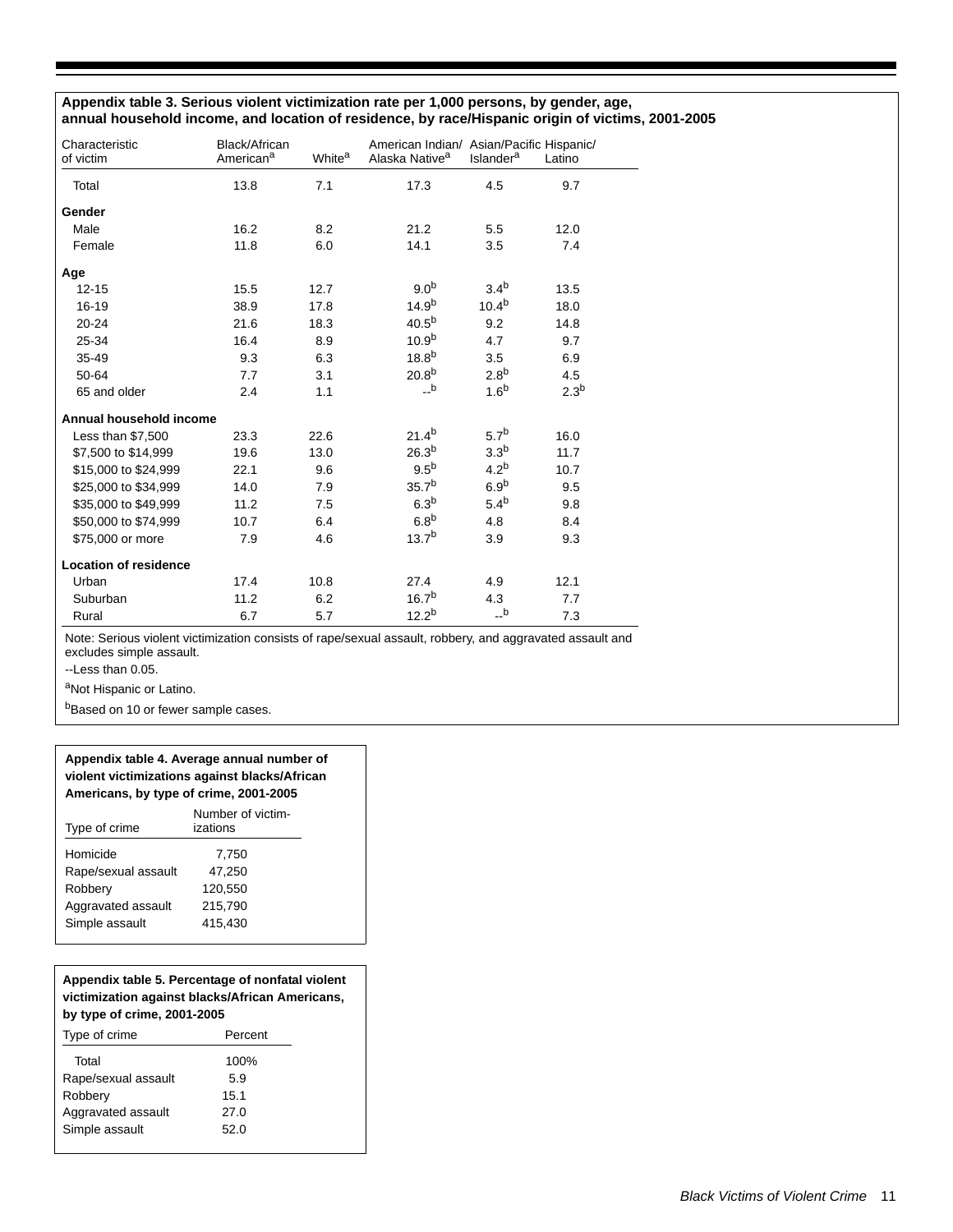**Appendix table 3. Serious violent victimization rate per 1,000 persons, by gender, age, annual household income, and location of residence, by race/Hispanic origin of victims, 2001-2005**

| Characteristic of victim | Black/African American[a] | White[a] | American Indian/ Alaska Native[a] | Asian/Pacific Islander[a] | Hispanic/ Latino |
|---|---|---|---|---|---|
| Total | 13.8 | 7.1 | 17.3 | 4.5 | 9.7 |
| **Gender** | | | | | |
| Male | 16.2 | 8.2 | 21.2 | 5.5 | 12.0 |
| Female | 11.8 | 6.0 | 14.1 | 3.5 | 7.4 |
| **Age** | | | | | |
| 12-15 | 15.5 | 12.7 | 9.0[b] | 3.4[b] | 13.5 |
| 16-19 | 38.9 | 17.8 | 14.9[b] | 10.4[b] | 18.0 |
| 20-24 | 21.6 | 18.3 | 40.5[b] | 9.2 | 14.8 |
| 25-34 | 16.4 | 8.9 | 10.9[b] | 4.7 | 9.7 |
| 35-49 | 9.3 | 6.3 | 18.8[b] | 3.5 | 6.9 |
| 50-64 | 7.7 | 3.1 | 20.8[b] | 2.8[b] | 4.5 |
| 65 and older | 2.4 | 1.1 | --[b] | 1.6[b] | 2.3[b] |
| **Annual household income** | | | | | |
| Less than $7,500 | 23.3 | 22.6 | 21.4[b] | 5.7[b] | 16.0 |
| $7,500 to $14,999 | 19.6 | 13.0 | 26.3[b] | 3.3[b] | 11.7 |
| $15,000 to $24,999 | 22.1 | 9.6 | 9.5[b] | 4.2[b] | 10.7 |
| $25,000 to $34,999 | 14.0 | 7.9 | 35.7[b] | 6.9[b] | 9.5 |
| $35,000 to $49,999 | 11.2 | 7.5 | 6.3[b] | 5.4[b] | 9.8 |
| $50,000 to $74,999 | 10.7 | 6.4 | 6.8[b] | 4.8 | 8.4 |
| $75,000 or more | 7.9 | 4.6 | 13.7[b] | 3.9 | 9.3 |
| **Location of residence** | | | | | |
| Urban | 17.4 | 10.8 | 27.4 | 4.9 | 12.1 |
| Suburban | 11.2 | 6.2 | 16.7[b] | 4.3 | 7.7 |
| Rural | 6.7 | 5.7 | 12.2[b] | --[b] | 7.3 |

Note: Serious violent victimization consists of rape/sexual assault, robbery, and aggravated assault and excludes simple assault.

--Less than 0.05.

[a]Not Hispanic or Latino.

[b]Based on 10 or fewer sample cases.

**Appendix table 4. Average annual number of violent victimizations against blacks/African Americans, by type of crime, 2001-2005**

| Type of crime | Number of victimizations |
|---|---|
| Homicide | 7,750 |
| Rape/sexual assault | 47,250 |
| Robbery | 120,550 |
| Aggravated assault | 215,790 |
| Simple assault | 415,430 |

**Appendix table 5. Percentage of nonfatal violent victimization against blacks/African Americans, by type of crime, 2001-2005**

| Type of crime | Percent |
|---|---|
| Total | 100% |
| Rape/sexual assault | 5.9 |
| Robbery | 15.1 |
| Aggravated assault | 27.0 |
| Simple assault | 52.0 |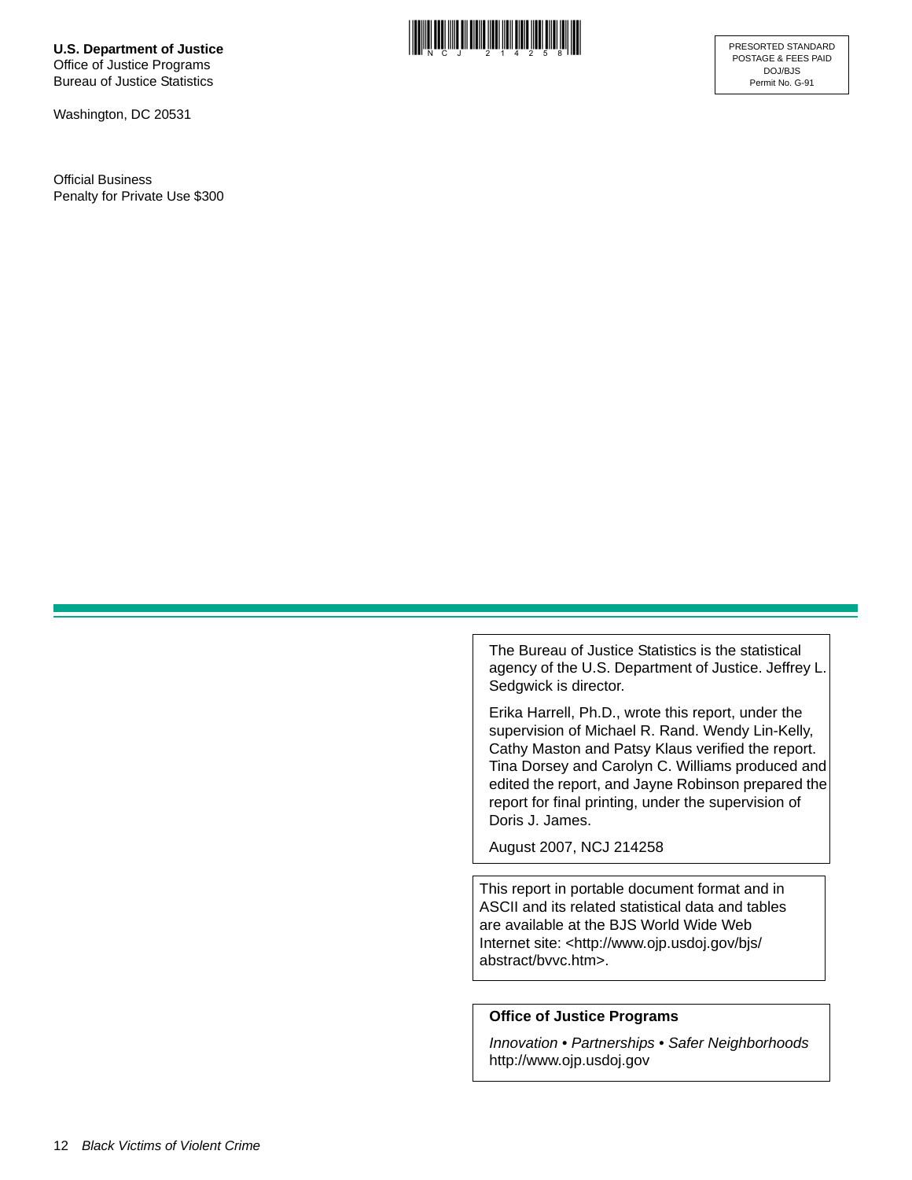**U.S. Department of Justice**
Office of Justice Programs
Bureau of Justice Statistics

Washington, DC 20531

Official Business
Penalty for Private Use $300

PRESORTED STANDARD
POSTAGE & FEES PAID
DOJ/BJS
Permit No. G-91

The Bureau of Justice Statistics is the statistical agency of the U.S. Department of Justice. Jeffrey L. Sedgwick is director.

Erika Harrell, Ph.D., wrote this report, under the supervision of Michael R. Rand. Wendy Lin-Kelly, Cathy Maston and Patsy Klaus verified the report. Tina Dorsey and Carolyn C. Williams produced and edited the report, and Jayne Robinson prepared the report for final printing, under the supervision of Doris J. James.

August 2007, NCJ 214258

This report in portable document format and in ASCII and its related statistical data and tables are available at the BJS World Wide Web Internet site: <http://www.ojp.usdoj.gov/bjs/abstract/bvvc.htm>.

**Office of Justice Programs**

*Innovation • Partnerships • Safer Neighborhoods*
http://www.ojp.usdoj.gov